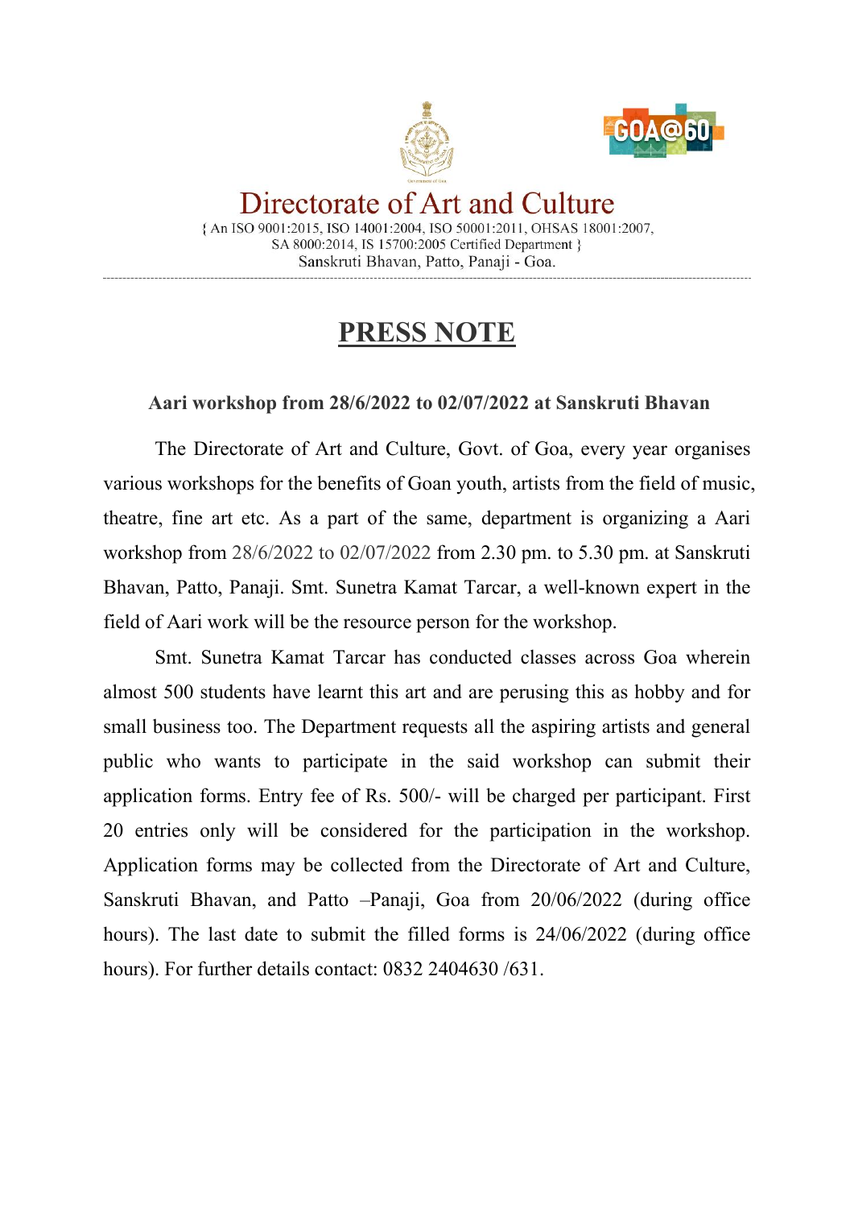# Directorate of Art and Culture

{ An ISO 9001:2015, ISO 14001:2004, ISO 50001:2011, OHSAS 18001:2007, SA 8000:2014, IS 15700:2005 Certified Department }

Sanskruti Bhavan, Patto, Panaji - Goa.

---

## PRESS NOTE

**Aari workshop from 28/6/2022 to 02/07/2022 at Sanskruti Bhavan**

The Directorate of Art and Culture, Govt. of Goa, every year organises various workshops for the benefits of Goan youth, artists from the field of music, theatre, fine art etc. As a part of the same, department is organizing a Aari workshop from 28/6/2022 to 02/07/2022 from 2.30 pm. to 5.30 pm. at Sanskruti Bhavan, Patto, Panaji. Smt. Sunetra Kamat Tarcar, a well-known expert in the field of Aari work will be the resource person for the workshop.

Smt. Sunetra Kamat Tarcar has conducted classes across Goa wherein almost 500 students have learnt this art and are perusing this as hobby and for small business too. The Department requests all the aspiring artists and general public who wants to participate in the said workshop can submit their application forms. Entry fee of Rs. 500/- will be charged per participant. First 20 entries only will be considered for the participation in the workshop. Application forms may be collected from the Directorate of Art and Culture, Sanskruti Bhavan, and Patto –Panaji, Goa from 20/06/2022 (during office hours). The last date to submit the filled forms is 24/06/2022 (during office hours). For further details contact: 0832 2404630 /631.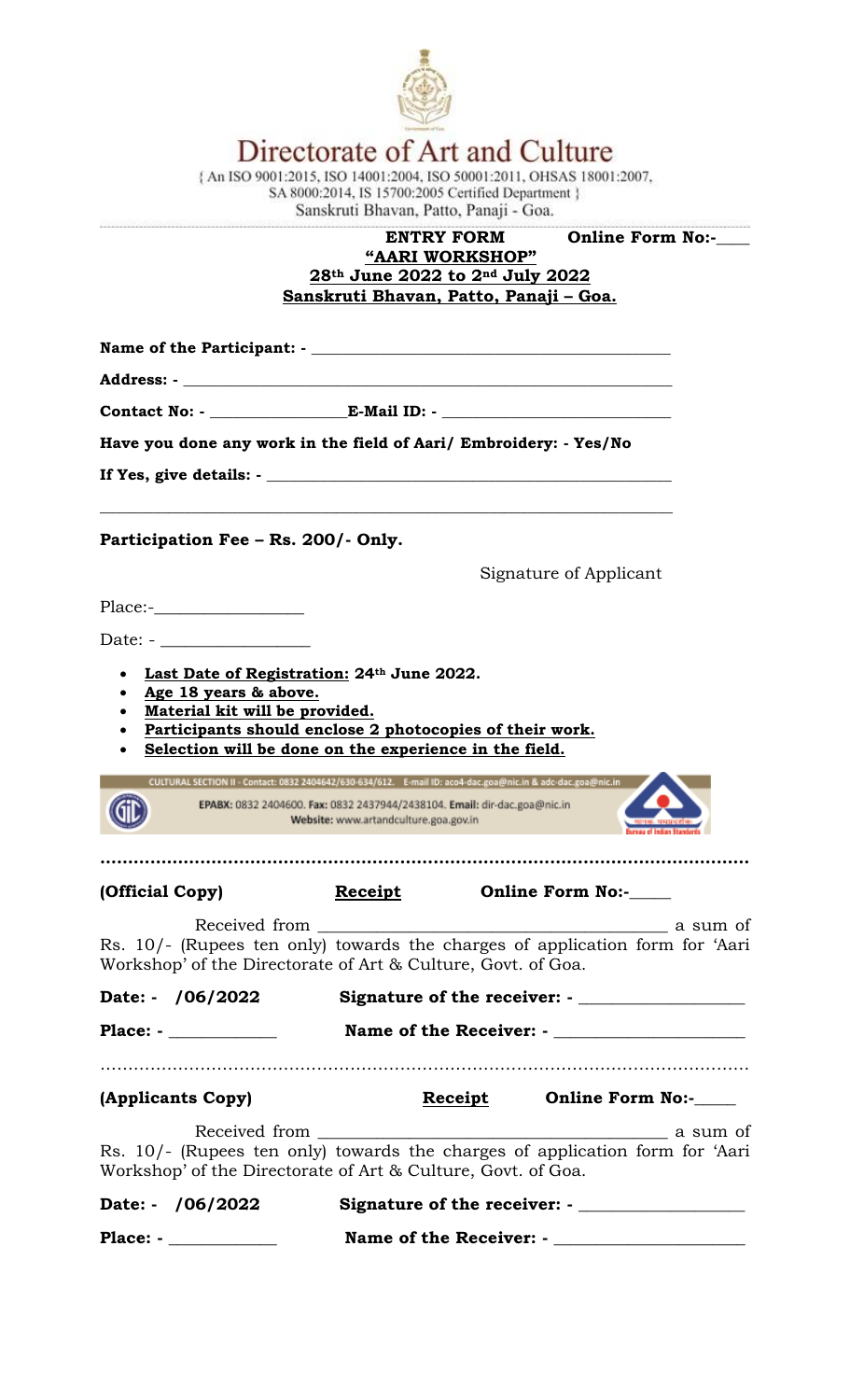# Directorate of Art and Culture

{ An ISO 9001:2015, ISO 14001:2004, ISO 50001:2011, OHSAS 18001:2007, SA 8000:2014, IS 15700:2005 Certified Department }

Sanskruti Bhavan, Patto, Panaji - Goa.

**ENTRY FORM** **Online Form No:-\_\_\_\_**

**"AARI WORKSHOP"**

**28th June 2022 to 2nd July 2022**

**Sanskruti Bhavan, Patto, Panaji – Goa.**

**Name of the Participant: -** \_\_\_\_\_\_\_\_\_\_\_\_\_\_\_\_\_\_\_\_\_\_\_\_\_\_\_\_\_\_\_\_\_\_\_\_\_\_\_\_\_\_

**Address: -** \_\_\_\_\_\_\_\_\_\_\_\_\_\_\_\_\_\_\_\_\_\_\_\_\_\_\_\_\_\_\_\_\_\_\_\_\_\_\_\_\_\_\_\_\_\_\_\_\_\_\_\_\_\_\_\_\_\_\_\_

**Contact No: -** \_\_\_\_\_\_\_\_\_\_\_\_\_\_\_\_\_**E-Mail ID: -** \_\_\_\_\_\_\_\_\_\_\_\_\_\_\_\_\_\_\_\_\_\_\_\_\_\_\_\_

**Have you done any work in the field of Aari/ Embroidery: - Yes/No**

**If Yes, give details: -** \_\_\_\_\_\_\_\_\_\_\_\_\_\_\_\_\_\_\_\_\_\_\_\_\_\_\_\_\_\_\_\_\_\_\_\_\_\_\_\_\_\_\_\_\_\_\_\_\_\_

\_\_\_\_\_\_\_\_\_\_\_\_\_\_\_\_\_\_\_\_\_\_\_\_\_\_\_\_\_\_\_\_\_\_\_\_\_\_\_\_\_\_\_\_\_\_\_\_\_\_\_\_\_\_\_\_\_\_\_\_\_\_\_\_\_\_\_\_\_\_

**Participation Fee – Rs. 200/- Only.**

Signature of Applicant

Place:-\_\_\_\_\_\_\_\_\_\_\_\_\_\_\_\_\_\_

Date: - \_\_\_\_\_\_\_\_\_\_\_\_\_\_\_\_\_\_

- **Last Date of Registration: 24th June 2022.**
- **Age 18 years & above.**
- **Material kit will be provided.**
- **Participants should enclose 2 photocopies of their work.**
- **Selection will be done on the experience in the field.**

CULTURAL SECTION II - Contact: 0832 2404642/630-634/612. E-mail ID: aco4-dac.goa@nic.in & adc-dac.goa@nic.in

EPABX: 0832 2404600. Fax: 0832 2437944/2438104. Email: dir-dac.goa@nic.in

Website: www.artandculture.goa.gov.in

.................................................................................................................

**(Official Copy)** **Receipt** **Online Form No:-\_\_\_\_\_**

Received from \_\_\_\_\_\_\_\_\_\_\_\_\_\_\_\_\_\_\_\_\_\_\_\_\_\_\_\_\_\_\_\_\_\_\_\_\_\_\_\_\_ a sum of Rs. 10/- (Rupees ten only) towards the charges of application form for 'Aari Workshop' of the Directorate of Art & Culture, Govt. of Goa.

**Date: - /06/2022** **Signature of the receiver: -** \_\_\_\_\_\_\_\_\_\_\_\_\_\_\_\_\_\_\_

**Place: -** \_\_\_\_\_\_\_\_\_\_\_\_\_ **Name of the Receiver: -** \_\_\_\_\_\_\_\_\_\_\_\_\_\_\_\_\_\_\_\_\_\_

.................................................................................................................

**(Applicants Copy)** **Receipt** **Online Form No:-\_\_\_\_\_**

Received from \_\_\_\_\_\_\_\_\_\_\_\_\_\_\_\_\_\_\_\_\_\_\_\_\_\_\_\_\_\_\_\_\_\_\_\_\_\_\_\_\_ a sum of Rs. 10/- (Rupees ten only) towards the charges of application form for 'Aari Workshop' of the Directorate of Art & Culture, Govt. of Goa.

**Date: - /06/2022** **Signature of the receiver: -** \_\_\_\_\_\_\_\_\_\_\_\_\_\_\_\_\_\_\_

**Place: -** \_\_\_\_\_\_\_\_\_\_\_\_\_ **Name of the Receiver: -** \_\_\_\_\_\_\_\_\_\_\_\_\_\_\_\_\_\_\_\_\_\_